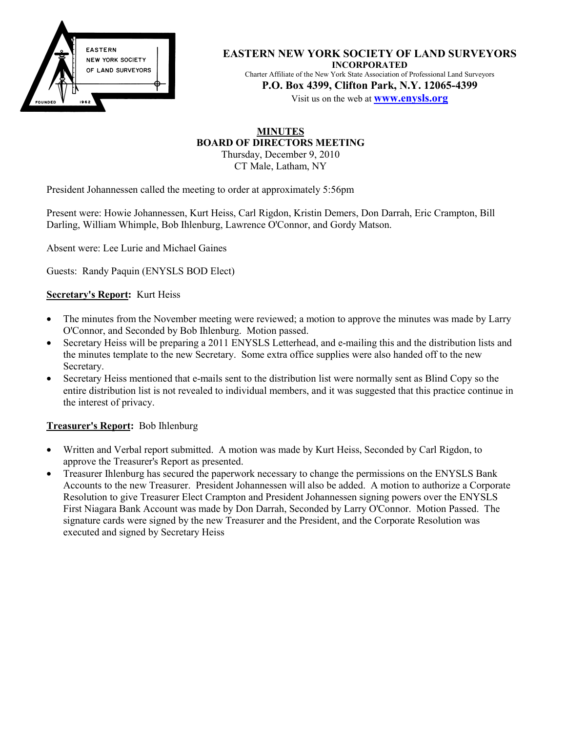**EASTERN NEW YORK SOCIETY OF LAND SURVEYORS**
**INCORPORATED**
Charter Affiliate of the New York State Association of Professional Land Surveyors
**P.O. Box 4399, Clifton Park, N.Y. 12065-4399**
Visit us on the web at **www.enysls.org**

# MINUTES
## BOARD OF DIRECTORS MEETING
Thursday, December 9, 2010
CT Male, Latham, NY

President Johannessen called the meeting to order at approximately 5:56pm

Present were: Howie Johannessen, Kurt Heiss, Carl Rigdon, Kristin Demers, Don Darrah, Eric Crampton, Bill Darling, William Whimple, Bob Ihlenburg, Lawrence O'Connor, and Gordy Matson.

Absent were: Lee Lurie and Michael Gaines

Guests: Randy Paquin (ENYSLS BOD Elect)

**Secretary's Report:** Kurt Heiss

- The minutes from the November meeting were reviewed; a motion to approve the minutes was made by Larry O'Connor, and Seconded by Bob Ihlenburg. Motion passed.
- Secretary Heiss will be preparing a 2011 ENYSLS Letterhead, and e-mailing this and the distribution lists and the minutes template to the new Secretary. Some extra office supplies were also handed off to the new Secretary.
- Secretary Heiss mentioned that e-mails sent to the distribution list were normally sent as Blind Copy so the entire distribution list is not revealed to individual members, and it was suggested that this practice continue in the interest of privacy.

**Treasurer's Report:** Bob Ihlenburg

- Written and Verbal report submitted. A motion was made by Kurt Heiss, Seconded by Carl Rigdon, to approve the Treasurer's Report as presented.
- Treasurer Ihlenburg has secured the paperwork necessary to change the permissions on the ENYSLS Bank Accounts to the new Treasurer. President Johannessen will also be added. A motion to authorize a Corporate Resolution to give Treasurer Elect Crampton and President Johannessen signing powers over the ENYSLS First Niagara Bank Account was made by Don Darrah, Seconded by Larry O'Connor. Motion Passed. The signature cards were signed by the new Treasurer and the President, and the Corporate Resolution was executed and signed by Secretary Heiss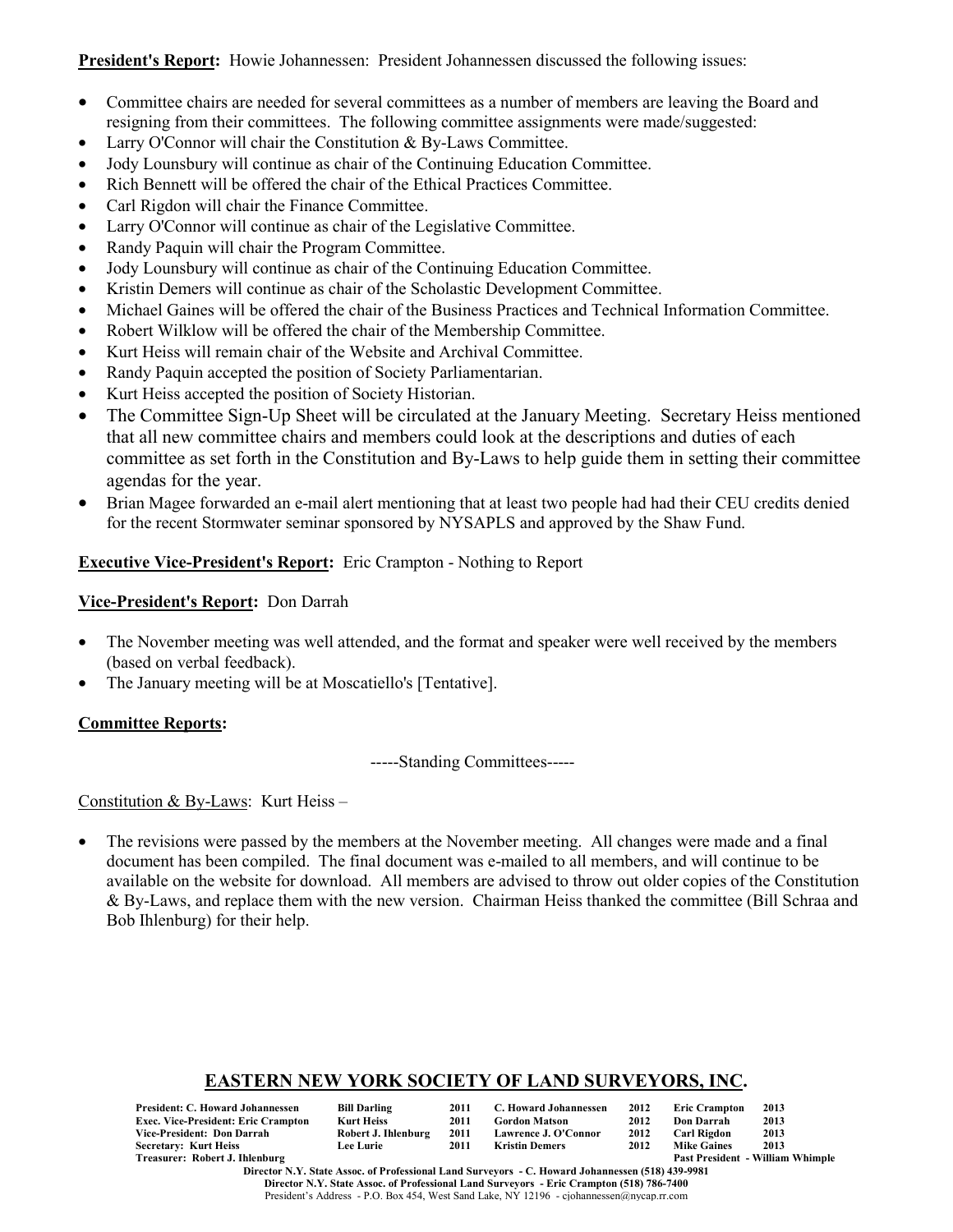**President's Report:** Howie Johannessen: President Johannessen discussed the following issues:

- Committee chairs are needed for several committees as a number of members are leaving the Board and resigning from their committees. The following committee assignments were made/suggested:
- Larry O'Connor will chair the Constitution & By-Laws Committee.
- Jody Lounsbury will continue as chair of the Continuing Education Committee.
- Rich Bennett will be offered the chair of the Ethical Practices Committee.
- Carl Rigdon will chair the Finance Committee.
- Larry O'Connor will continue as chair of the Legislative Committee.
- Randy Paquin will chair the Program Committee.
- Jody Lounsbury will continue as chair of the Continuing Education Committee.
- Kristin Demers will continue as chair of the Scholastic Development Committee.
- Michael Gaines will be offered the chair of the Business Practices and Technical Information Committee.
- Robert Wilklow will be offered the chair of the Membership Committee.
- Kurt Heiss will remain chair of the Website and Archival Committee.
- Randy Paquin accepted the position of Society Parliamentarian.
- Kurt Heiss accepted the position of Society Historian.
- The Committee Sign-Up Sheet will be circulated at the January Meeting. Secretary Heiss mentioned that all new committee chairs and members could look at the descriptions and duties of each committee as set forth in the Constitution and By-Laws to help guide them in setting their committee agendas for the year.
- Brian Magee forwarded an e-mail alert mentioning that at least two people had had their CEU credits denied for the recent Stormwater seminar sponsored by NYSAPLS and approved by the Shaw Fund.

**Executive Vice-President's Report:** Eric Crampton - Nothing to Report

**Vice-President's Report:** Don Darrah

- The November meeting was well attended, and the format and speaker were well received by the members (based on verbal feedback).
- The January meeting will be at Moscatiello's [Tentative].

**Committee Reports:**

-----Standing Committees-----

Constitution & By-Laws: Kurt Heiss –

- The revisions were passed by the members at the November meeting. All changes were made and a final document has been compiled. The final document was e-mailed to all members, and will continue to be available on the website for download. All members are advised to throw out older copies of the Constitution & By-Laws, and replace them with the new version. Chairman Heiss thanked the committee (Bill Schraa and Bob Ihlenburg) for their help.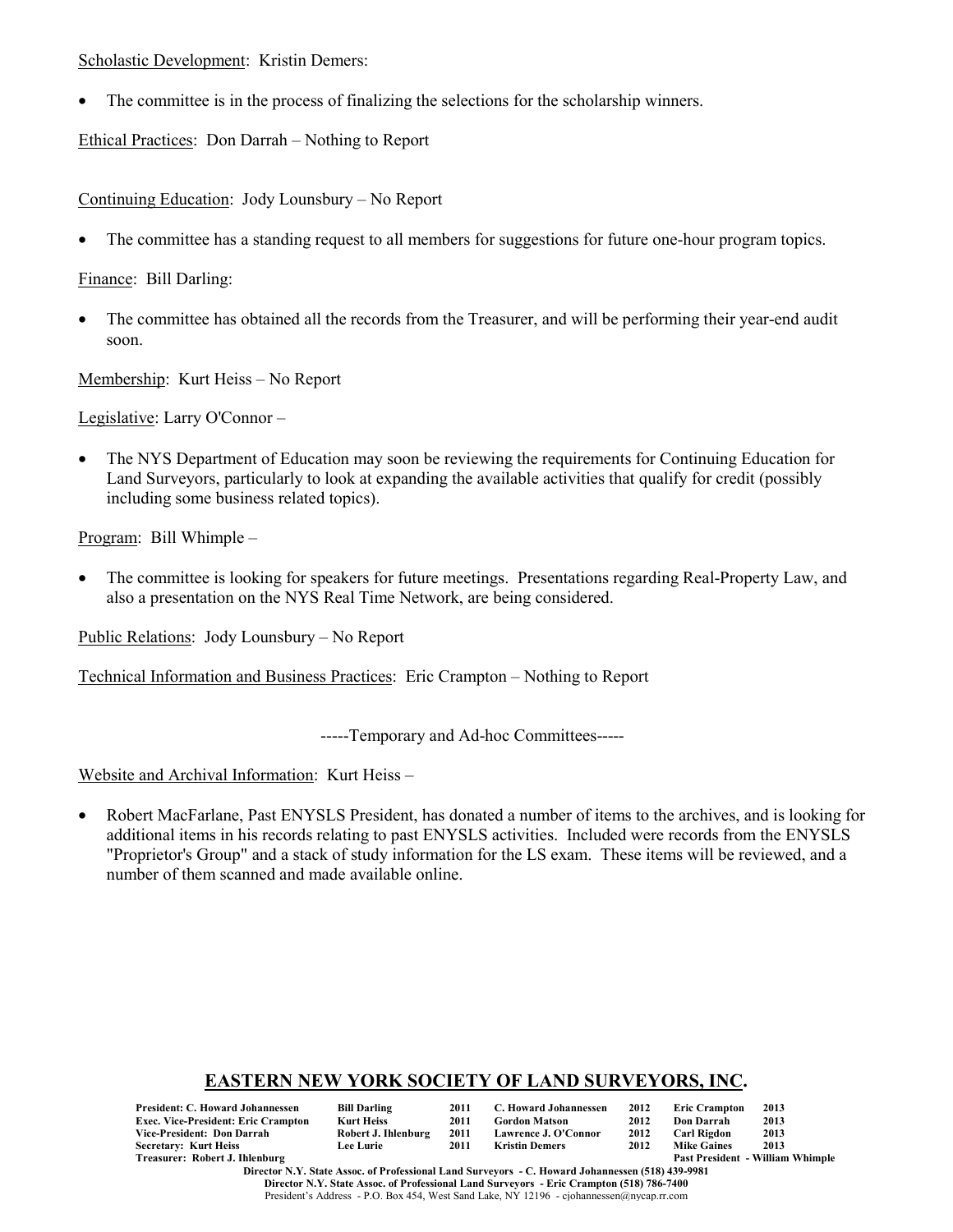Scholastic Development: Kristin Demers:

- The committee is in the process of finalizing the selections for the scholarship winners.

Ethical Practices: Don Darrah – Nothing to Report

Continuing Education: Jody Lounsbury – No Report

- The committee has a standing request to all members for suggestions for future one-hour program topics.

Finance: Bill Darling:

- The committee has obtained all the records from the Treasurer, and will be performing their year-end audit soon.

Membership: Kurt Heiss – No Report

Legislative: Larry O'Connor –

- The NYS Department of Education may soon be reviewing the requirements for Continuing Education for Land Surveyors, particularly to look at expanding the available activities that qualify for credit (possibly including some business related topics).

Program: Bill Whimple –

- The committee is looking for speakers for future meetings. Presentations regarding Real-Property Law, and also a presentation on the NYS Real Time Network, are being considered.

Public Relations: Jody Lounsbury – No Report

Technical Information and Business Practices: Eric Crampton – Nothing to Report

-----Temporary and Ad-hoc Committees-----

Website and Archival Information: Kurt Heiss –

- Robert MacFarlane, Past ENYSLS President, has donated a number of items to the archives, and is looking for additional items in his records relating to past ENYSLS activities. Included were records from the ENYSLS "Proprietor's Group" and a stack of study information for the LS exam. These items will be reviewed, and a number of them scanned and made available online.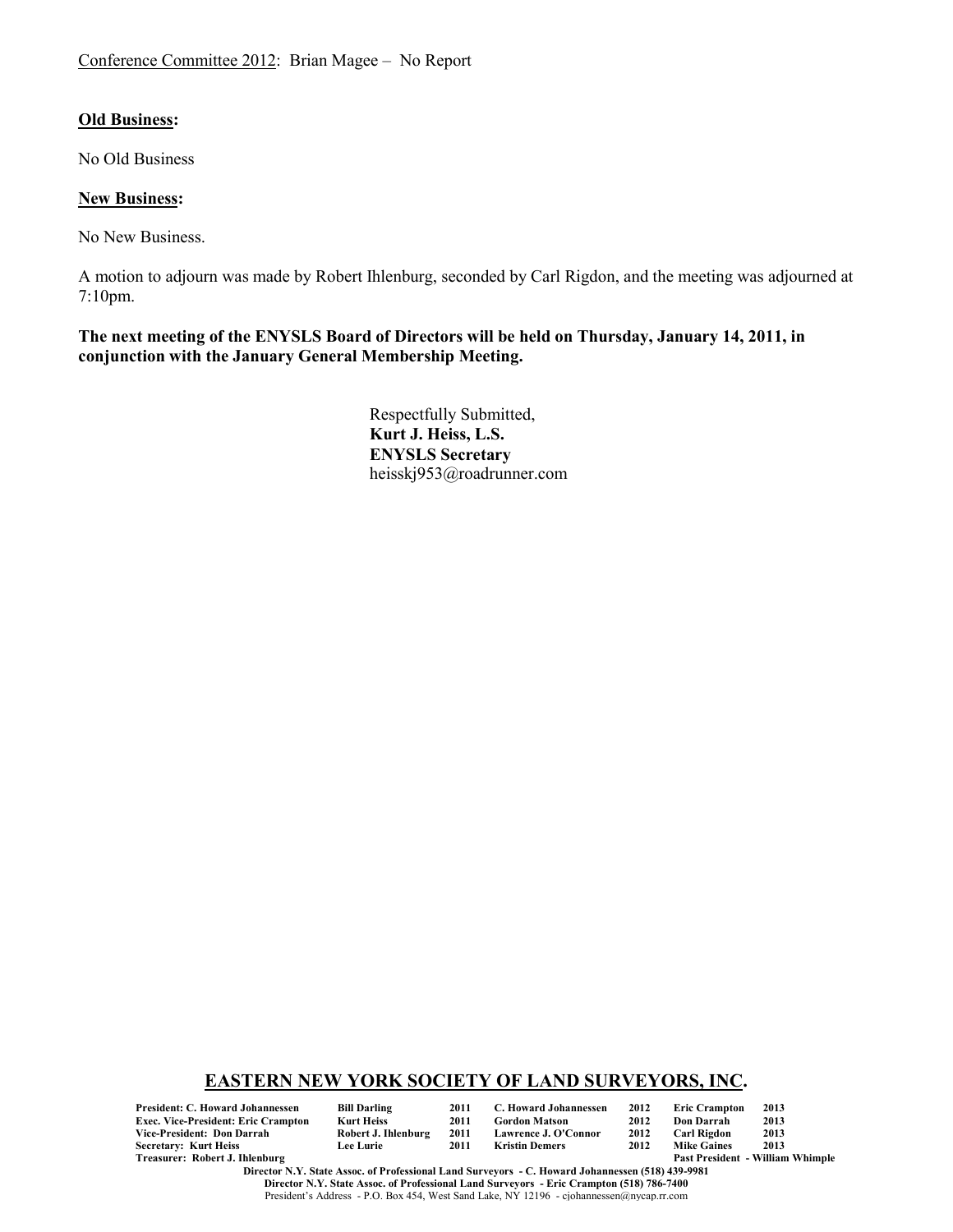Conference Committee 2012: Brian Magee – No Report

**Old Business:**

No Old Business

**New Business:**

No New Business.

A motion to adjourn was made by Robert Ihlenburg, seconded by Carl Rigdon, and the meeting was adjourned at 7:10pm.

**The next meeting of the ENYSLS Board of Directors will be held on Thursday, January 14, 2011, in conjunction with the January General Membership Meeting.**

Respectfully Submitted,
**Kurt J. Heiss, L.S.**
**ENYSLS Secretary**
heisskj953@roadrunner.com

## EASTERN NEW YORK SOCIETY OF LAND SURVEYORS, INC.

| | | | | | | | |
|---|---|---|---|---|---|---|---|
| **President: C. Howard Johannessen** | **Bill Darling** | **2011** | **C. Howard Johannessen** | **2012** | **Eric Crampton** | **2013** |
| **Exec. Vice-President: Eric Crampton** | **Kurt Heiss** | **2011** | **Gordon Matson** | **2012** | **Don Darrah** | **2013** |
| **Vice-President: Don Darrah** | **Robert J. Ihlenburg** | **2011** | **Lawrence J. O'Connor** | **2012** | **Carl Rigdon** | **2013** |
| **Secretary: Kurt Heiss** | **Lee Lurie** | **2011** | **Kristin Demers** | **2012** | **Mike Gaines** | **2013** |
| **Treasurer: Robert J. Ihlenburg** | | | | | **Past President - William Whimple** | |

**Director N.Y. State Assoc. of Professional Land Surveyors - C. Howard Johannessen (518) 439-9981**
**Director N.Y. State Assoc. of Professional Land Surveyors - Eric Crampton (518) 786-7400**
President's Address - P.O. Box 454, West Sand Lake, NY 12196 - cjohannessen@nycap.rr.com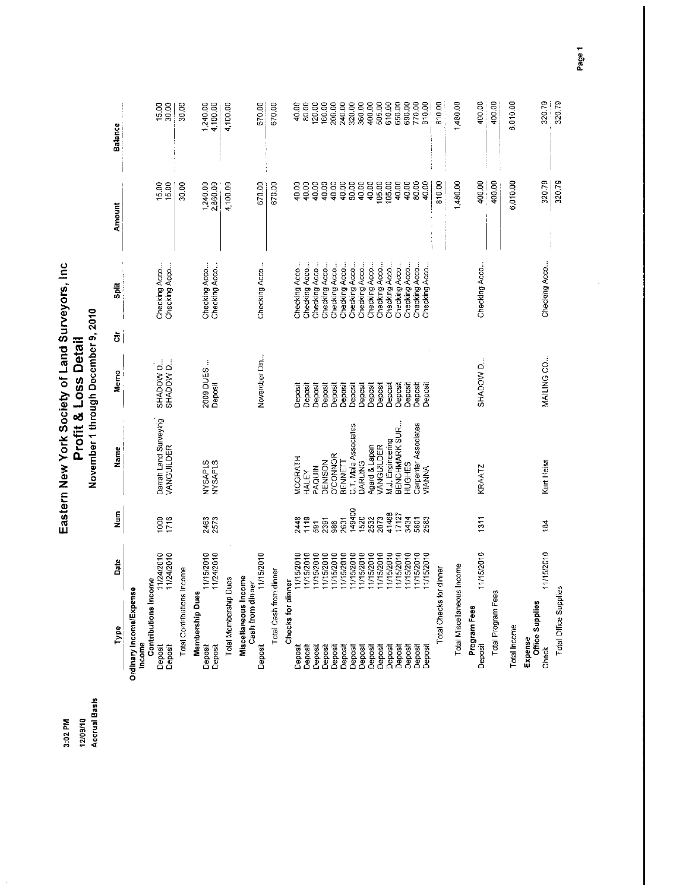3:02 PM

12/09/10

Accrual Basis

# Eastern New York Society of Land Surveyors, Inc

## Profit & Loss Detail

### November 1 through December 9, 2010

| Type | Date | Num | Name | Memo | Clr | Split | Amount | Balance |
|---|---|---|---|---|---|---|---|---|
| **Ordinary Income/Expense** | | | | | | | | |
| **Income** | | | | | | | | |
| **Contributions Income** | | | | | | | | |
| Deposit | 11/24/2010 | 1000 | Darrah Land Surveying | SHADOW D... | | Checking Acco... | 15.00 | 15.00 |
| Deposit | 11/24/2010 | 1716 | VANGUILDER | SHADOW D... | | Checking Acco... | 15.00 | 30.00 |
| Total Contributions Income | | | | | | | 30.00 | 30.00 |
| **Membership Dues** | | | | | | | | |
| Deposit | 11/15/2010 | 2463 | NYSAPLS | 2009 DUES ... | | Checking Acco... | 1,240.00 | 1,240.00 |
| Deposit | 11/24/2010 | 2573 | NYSAPLS | Deposit | | Checking Acco... | 2,860.00 | 4,100.00 |
| Total Membership Dues | | | | | | | 4,100.00 | 4,100.00 |
| **Miscellaneous Income** | | | | | | | | |
| **Cash from dinner** | | | | | | | | |
| Deposit | 11/15/2010 | | | November Din... | | Checking Acco... | 670.00 | 670.00 |
| Total Cash from dinner | | | | | | | 670.00 | 670.00 |
| **Checks for dinner** | | | | | | | | |
| Deposit | 11/15/2010 | 2448 | MCGRATH | Deposit | | Checking Acco... | 40.00 | 40.00 |
| Deposit | 11/15/2010 | 1119 | HALEY | Deposit | | Checking Acco... | 40.00 | 80.00 |
| Deposit | 11/15/2010 | 591 | PAQUIN | Deposit | | Checking Acco... | 40.00 | 120.00 |
| Deposit | 11/15/2010 | 2391 | DENISON | Deposit | | Checking Acco... | 40.00 | 160.00 |
| Deposit | 11/15/2010 | 986 | O'CONNOR | Deposit | | Checking Acco... | 40.00 | 200.00 |
| Deposit | 11/15/2010 | 2631 | BENNETT | Deposit | | Checking Acco... | 40.00 | 240.00 |
| Deposit | 11/15/2010 | 149400 | C.T. Male Associates | Deposit | | Checking Acco... | 80.00 | 320.00 |
| Deposit | 11/15/2010 | 1520 | DARLING | Deposit | | Checking Acco... | 40.00 | 360.00 |
| Deposit | 11/15/2010 | 2532 | Agard & Lapan | Deposit | | Checking Acco... | 40.00 | 400.00 |
| Deposit | 11/15/2010 | 2073 | VANGUILDER | Deposit | | Checking Acco... | 105.00 | 505.00 |
| Deposit | 11/15/2010 | 41468 | M.J. Engineering | Deposit | | Checking Acco... | 105.00 | 610.00 |
| Deposit | 11/15/2010 | 17127 | BENCHMARK SUR... | Deposit | | Checking Acco... | 40.00 | 650.00 |
| Deposit | 11/15/2010 | 3434 | HUGHES | Deposit | | Checking Acco... | 40.00 | 690.00 |
| Deposit | 11/15/2010 | 5801 | Carpenter Associates | Deposit | | Checking Acco... | 80.00 | 770.00 |
| Deposit | 11/15/2010 | 2563 | VIANNA | Deposit | | Checking Acco... | 40.00 | 810.00 |
| Total Checks for dinner | | | | | | | 810.00 | 810.00 |
| Total Miscellaneous Income | | | | | | | 1,480.00 | 1,480.00 |
| **Program Fees** | | | | | | | | |
| Deposit | 11/15/2010 | 1311 | KRAATZ | SHADOW D... | | Checking Acco... | 400.00 | 400.00 |
| Total Program Fees | | | | | | | 400.00 | 400.00 |
| Total Income | | | | | | | 6,010.00 | 6,010.00 |
| **Expense** | | | | | | | | |
| **Office Supplies** | | | | | | | | |
| Check | 11/15/2010 | 184 | Kurt Heiss | MAILING CO... | | Checking Acco... | 320.79 | 320.79 |
| Total Office Supplies | | | | | | | 320.79 | 320.79 |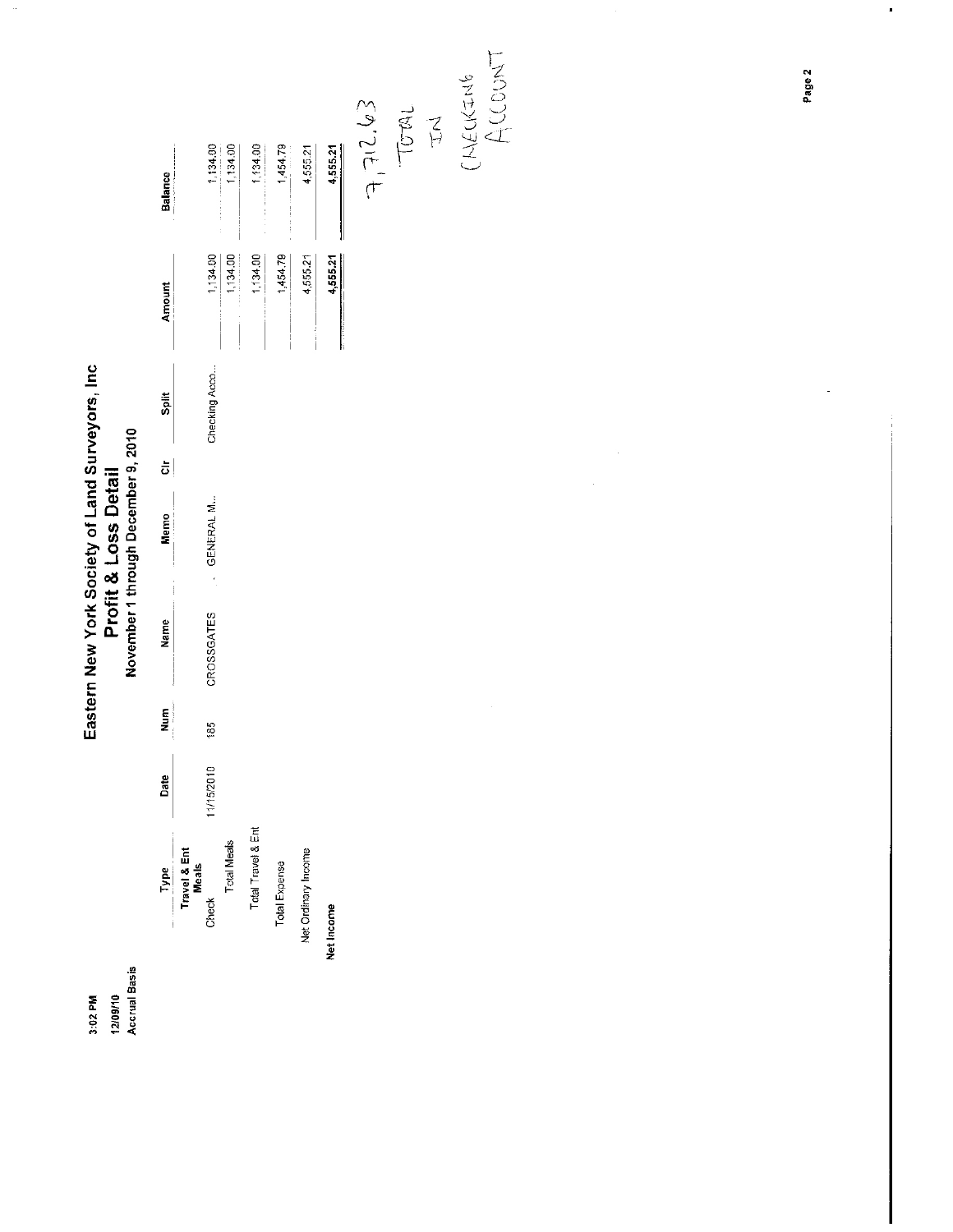3:02 PM
12/09/10
Accrual Basis

# Eastern New York Society of Land Surveyors, Inc
## Profit & Loss Detail
November 1 through December 9, 2010

| Type | Date | Num | Name | Memo | Clr | Split | Amount | Balance |
|---|---|---|---|---|---|---|---|---|
| **Travel & Ent** | | | | | | | | |
| **Meals** | | | | | | | | |
| Check | 11/15/2010 | 185 | CROSSGATES | GENERAL M... | | Checking Acco... | 1,134.00 | 1,134.00 |
| Total Meals | | | | | | | 1,134.00 | 1,134.00 |
| Total Travel & Ent | | | | | | | 1,134.00 | 1,134.00 |
| Total Expense | | | | | | | 1,454.79 | 1,454.79 |
| Net Ordinary Income | | | | | | | 4,555.21 | 4,555.21 |
| **Net Income** | | | | | | | **4,555.21** | **4,555.21** |

7,712.63
TOTAL
IN
CHECKING
ACCOUNT